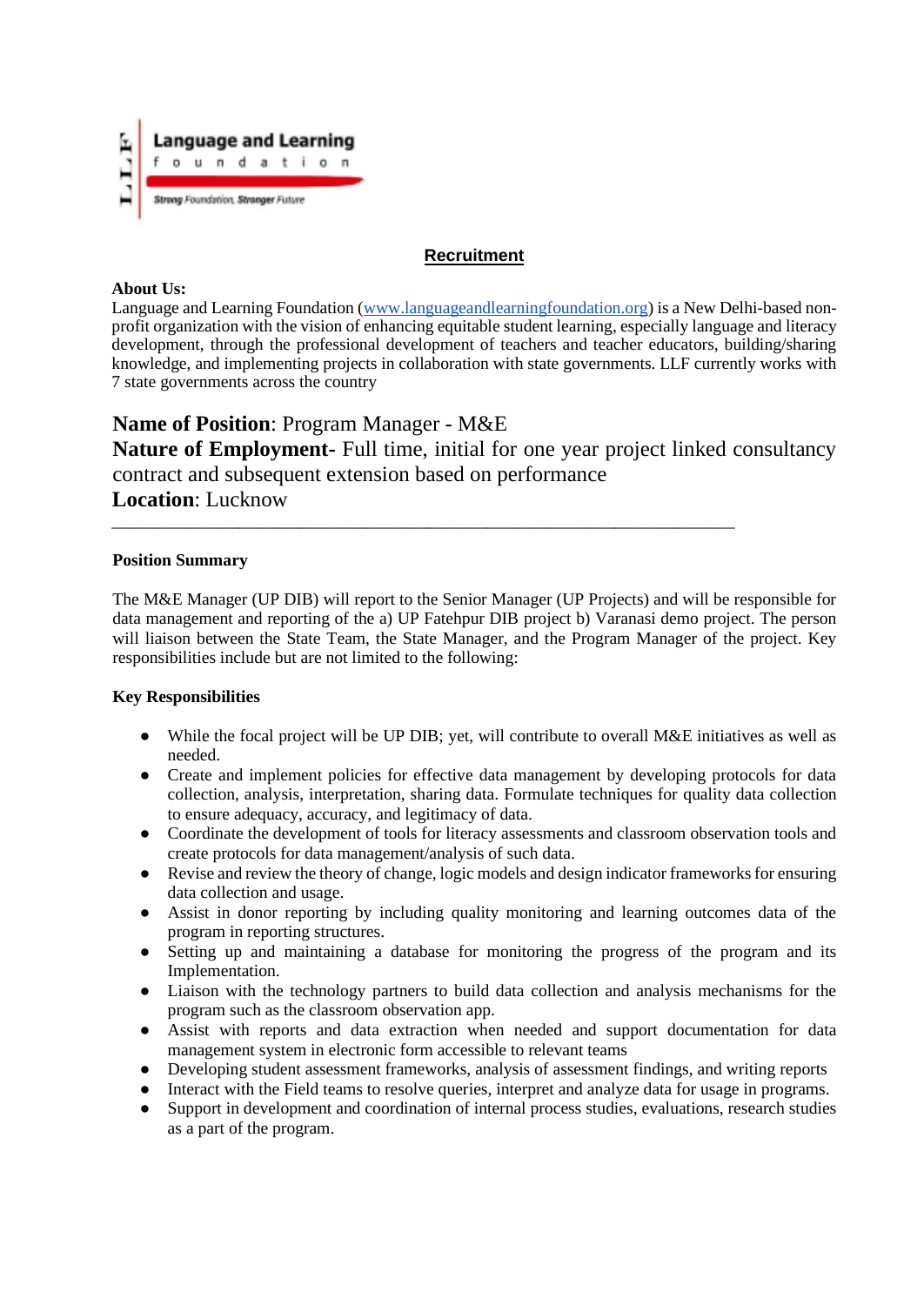Language and Learning foundation

Strong Foundation, Stronger Future

## Recruitment

**About Us:**
Language and Learning Foundation (www.languageandlearningfoundation.org) is a New Delhi-based non-profit organization with the vision of enhancing equitable student learning, especially language and literacy development, through the professional development of teachers and teacher educators, building/sharing knowledge, and implementing projects in collaboration with state governments. LLF currently works with 7 state governments across the country

**Name of Position**: Program Manager - M&E
**Nature of Employment**- Full time, initial for one year project linked consultancy contract and subsequent extension based on performance
**Location**: Lucknow

---

**Position Summary**

The M&E Manager (UP DIB) will report to the Senior Manager (UP Projects) and will be responsible for data management and reporting of the a) UP Fatehpur DIB project b) Varanasi demo project. The person will liaison between the State Team, the State Manager, and the Program Manager of the project. Key responsibilities include but are not limited to the following:

**Key Responsibilities**

- While the focal project will be UP DIB; yet, will contribute to overall M&E initiatives as well as needed.
- Create and implement policies for effective data management by developing protocols for data collection, analysis, interpretation, sharing data. Formulate techniques for quality data collection to ensure adequacy, accuracy, and legitimacy of data.
- Coordinate the development of tools for literacy assessments and classroom observation tools and create protocols for data management/analysis of such data.
- Revise and review the theory of change, logic models and design indicator frameworks for ensuring data collection and usage.
- Assist in donor reporting by including quality monitoring and learning outcomes data of the program in reporting structures.
- Setting up and maintaining a database for monitoring the progress of the program and its Implementation.
- Liaison with the technology partners to build data collection and analysis mechanisms for the program such as the classroom observation app.
- Assist with reports and data extraction when needed and support documentation for data management system in electronic form accessible to relevant teams
- Developing student assessment frameworks, analysis of assessment findings, and writing reports
- Interact with the Field teams to resolve queries, interpret and analyze data for usage in programs.
- Support in development and coordination of internal process studies, evaluations, research studies as a part of the program.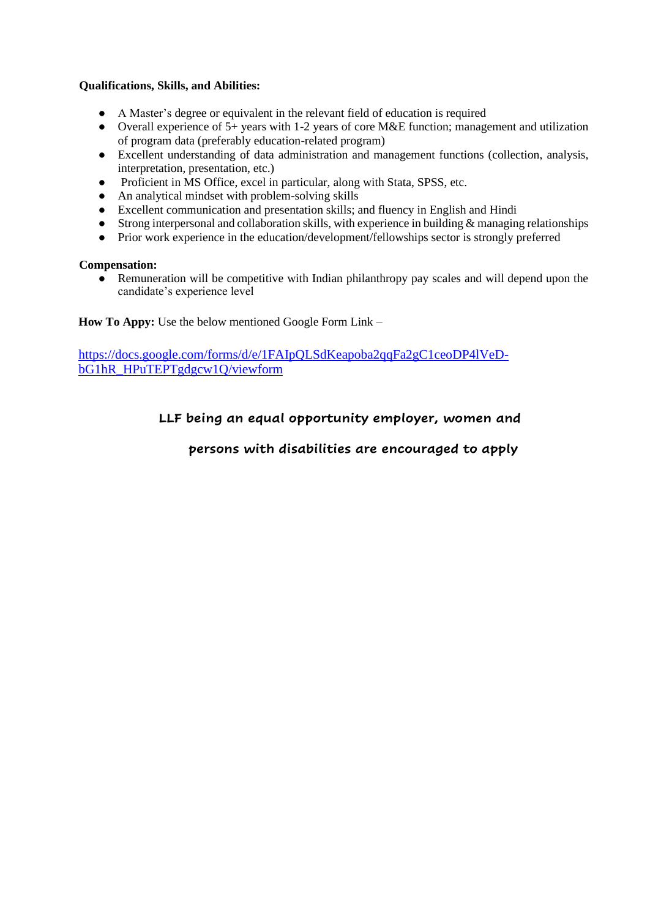**Qualifications, Skills, and Abilities:**

- A Master's degree or equivalent in the relevant field of education is required
- Overall experience of 5+ years with 1-2 years of core M&E function; management and utilization of program data (preferably education-related program)
- Excellent understanding of data administration and management functions (collection, analysis, interpretation, presentation, etc.)
- Proficient in MS Office, excel in particular, along with Stata, SPSS, etc.
- An analytical mindset with problem-solving skills
- Excellent communication and presentation skills; and fluency in English and Hindi
- Strong interpersonal and collaboration skills, with experience in building & managing relationships
- Prior work experience in the education/development/fellowships sector is strongly preferred

**Compensation:**

- Remuneration will be competitive with Indian philanthropy pay scales and will depend upon the candidate's experience level

**How To Appy:** Use the below mentioned Google Form Link –

https://docs.google.com/forms/d/e/1FAIpQLSdKeapoba2qqFa2gC1ceoDP4lVeD-bG1hR_HPuTEPTgdgcw1Q/viewform

**LLF being an equal opportunity employer, women and persons with disabilities are encouraged to apply**